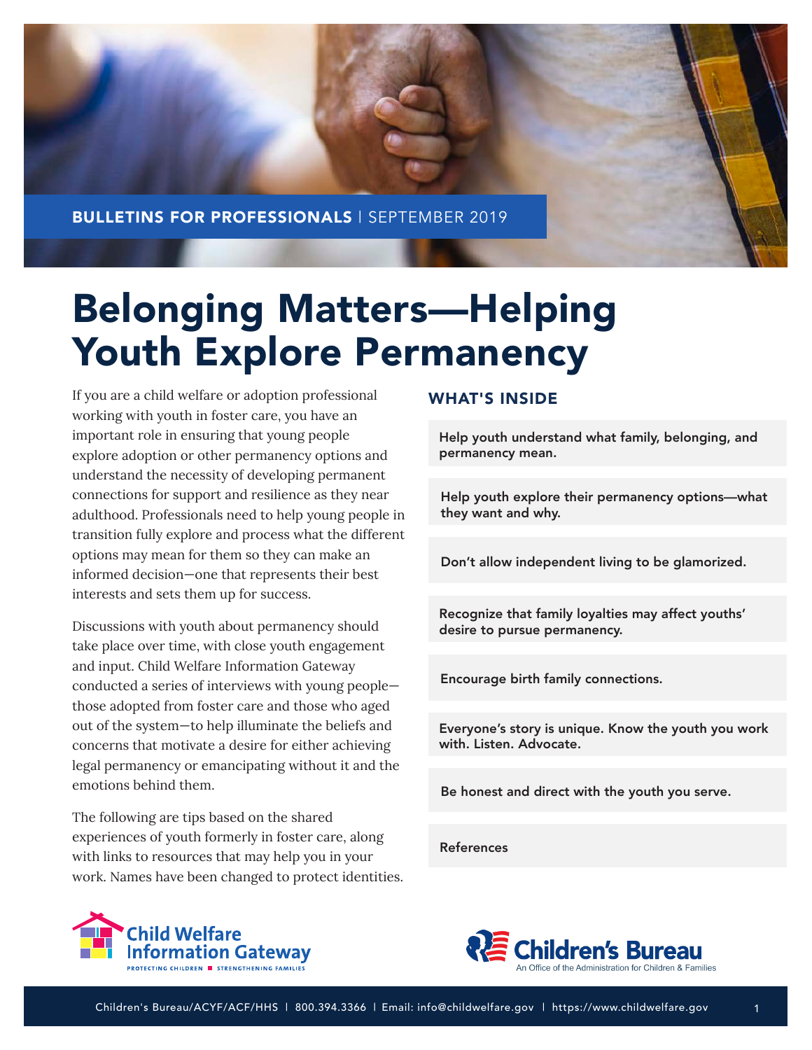BULLETINS FOR PROFESSIONALS | SEPTEMBER 2019

# Belonging Matters—Helping Youth Explore Permanency

If you are a child welfare or adoption professional working with youth in foster care, you have an important role in ensuring that young people explore adoption or other permanency options and understand the necessity of developing permanent connections for support and resilience as they near adulthood. Professionals need to help young people in transition fully explore and process what the different options may mean for them so they can make an informed decision—one that represents their best interests and sets them up for success.

Discussions with youth about permanency should take place over time, with close youth engagement and input. Child Welfare Information Gateway conducted a series of interviews with young people—those adopted from foster care and those who aged out of the system—to help illuminate the beliefs and concerns that motivate a desire for either achieving legal permanency or emancipating without it and the emotions behind them.

The following are tips based on the shared experiences of youth formerly in foster care, along with links to resources that may help you in your work. Names have been changed to protect identities.

## WHAT'S INSIDE

- Help youth understand what family, belonging, and permanency mean.
- Help youth explore their permanency options—what they want and why.
- Don't allow independent living to be glamorized.
- Recognize that family loyalties may affect youths' desire to pursue permanency.
- Encourage birth family connections.
- Everyone's story is unique. Know the youth you work with. Listen. Advocate.
- Be honest and direct with the youth you serve.
- References

Child Welfare Information Gateway — PROTECTING CHILDREN ■ STRENGTHENING FAMILIES

Children's Bureau — An Office of the Administration for Children & Families

Children's Bureau/ACYF/ACF/HHS | 800.394.3366 | Email: info@childwelfare.gov | https://www.childwelfare.gov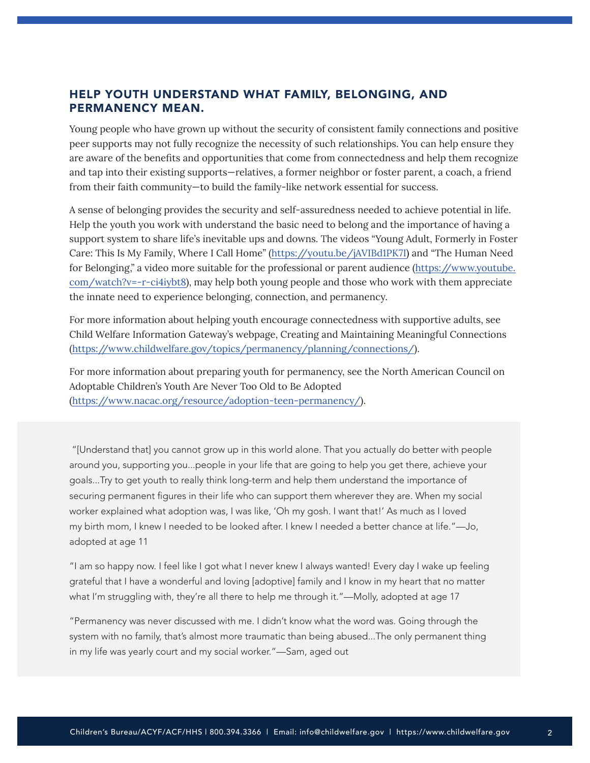## HELP YOUTH UNDERSTAND WHAT FAMILY, BELONGING, AND PERMANENCY MEAN.

Young people who have grown up without the security of consistent family connections and positive peer supports may not fully recognize the necessity of such relationships. You can help ensure they are aware of the benefits and opportunities that come from connectedness and help them recognize and tap into their existing supports—relatives, a former neighbor or foster parent, a coach, a friend from their faith community—to build the family-like network essential for success.

A sense of belonging provides the security and self-assuredness needed to achieve potential in life. Help the youth you work with understand the basic need to belong and the importance of having a support system to share life's inevitable ups and downs. The videos "Young Adult, Formerly in Foster Care: This Is My Family, Where I Call Home" (https://youtu.be/jAVIBd1PK7I) and "The Human Need for Belonging," a video more suitable for the professional or parent audience (https://www.youtube.com/watch?v=-r-ci4iybt8), may help both young people and those who work with them appreciate the innate need to experience belonging, connection, and permanency.

For more information about helping youth encourage connectedness with supportive adults, see Child Welfare Information Gateway's webpage, Creating and Maintaining Meaningful Connections (https://www.childwelfare.gov/topics/permanency/planning/connections/).

For more information about preparing youth for permanency, see the North American Council on Adoptable Children's Youth Are Never Too Old to Be Adopted (https://www.nacac.org/resource/adoption-teen-permanency/).

"[Understand that] you cannot grow up in this world alone. That you actually do better with people around you, supporting you...people in your life that are going to help you get there, achieve your goals...Try to get youth to really think long-term and help them understand the importance of securing permanent figures in their life who can support them wherever they are. When my social worker explained what adoption was, I was like, 'Oh my gosh. I want that!' As much as I loved my birth mom, I knew I needed to be looked after. I knew I needed a better chance at life."—Jo, adopted at age 11

"I am so happy now. I feel like I got what I never knew I always wanted! Every day I wake up feeling grateful that I have a wonderful and loving [adoptive] family and I know in my heart that no matter what I'm struggling with, they're all there to help me through it."—Molly, adopted at age 17

"Permanency was never discussed with me. I didn't know what the word was. Going through the system with no family, that's almost more traumatic than being abused...The only permanent thing in my life was yearly court and my social worker."—Sam, aged out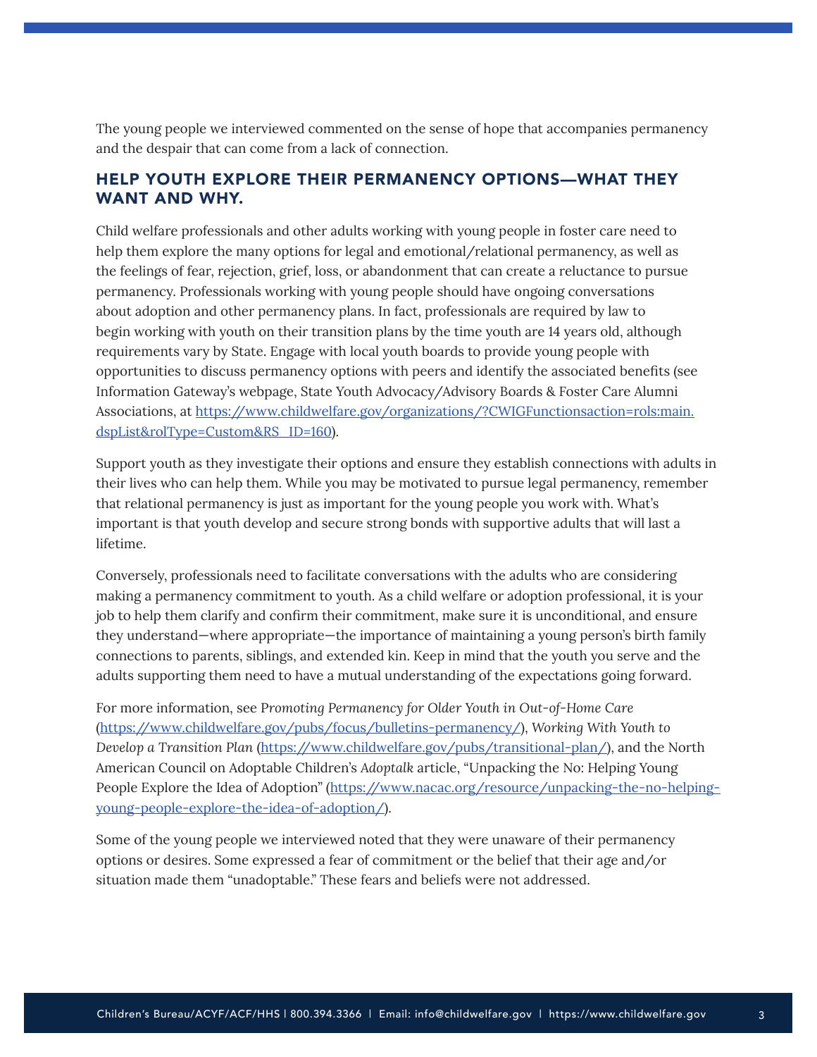The young people we interviewed commented on the sense of hope that accompanies permanency and the despair that can come from a lack of connection.

## HELP YOUTH EXPLORE THEIR PERMANENCY OPTIONS—WHAT THEY WANT AND WHY.

Child welfare professionals and other adults working with young people in foster care need to help them explore the many options for legal and emotional/relational permanency, as well as the feelings of fear, rejection, grief, loss, or abandonment that can create a reluctance to pursue permanency. Professionals working with young people should have ongoing conversations about adoption and other permanency plans. In fact, professionals are required by law to begin working with youth on their transition plans by the time youth are 14 years old, although requirements vary by State. Engage with local youth boards to provide young people with opportunities to discuss permanency options with peers and identify the associated benefits (see Information Gateway's webpage, State Youth Advocacy/Advisory Boards & Foster Care Alumni Associations, at [https://www.childwelfare.gov/organizations/?CWIGFunctionsaction=rols:main.dspList&rolType=Custom&RS_ID=160](https://www.childwelfare.gov/organizations/?CWIGFunctionsaction=rols:main.dspList&rolType=Custom&RS_ID=160)).

Support youth as they investigate their options and ensure they establish connections with adults in their lives who can help them. While you may be motivated to pursue legal permanency, remember that relational permanency is just as important for the young people you work with. What's important is that youth develop and secure strong bonds with supportive adults that will last a lifetime.

Conversely, professionals need to facilitate conversations with the adults who are considering making a permanency commitment to youth. As a child welfare or adoption professional, it is your job to help them clarify and confirm their commitment, make sure it is unconditional, and ensure they understand—where appropriate—the importance of maintaining a young person's birth family connections to parents, siblings, and extended kin. Keep in mind that the youth you serve and the adults supporting them need to have a mutual understanding of the expectations going forward.

For more information, see *Promoting Permanency for Older Youth in Out-of-Home Care* ([https://www.childwelfare.gov/pubs/focus/bulletins-permanency/](https://www.childwelfare.gov/pubs/focus/bulletins-permanency/)), *Working With Youth to Develop a Transition Plan* ([https://www.childwelfare.gov/pubs/transitional-plan/](https://www.childwelfare.gov/pubs/transitional-plan/)), and the North American Council on Adoptable Children's *Adoptalk* article, "Unpacking the No: Helping Young People Explore the Idea of Adoption" ([https://www.nacac.org/resource/unpacking-the-no-helping-young-people-explore-the-idea-of-adoption/](https://www.nacac.org/resource/unpacking-the-no-helping-young-people-explore-the-idea-of-adoption/)).

Some of the young people we interviewed noted that they were unaware of their permanency options or desires. Some expressed a fear of commitment or the belief that their age and/or situation made them "unadoptable." These fears and beliefs were not addressed.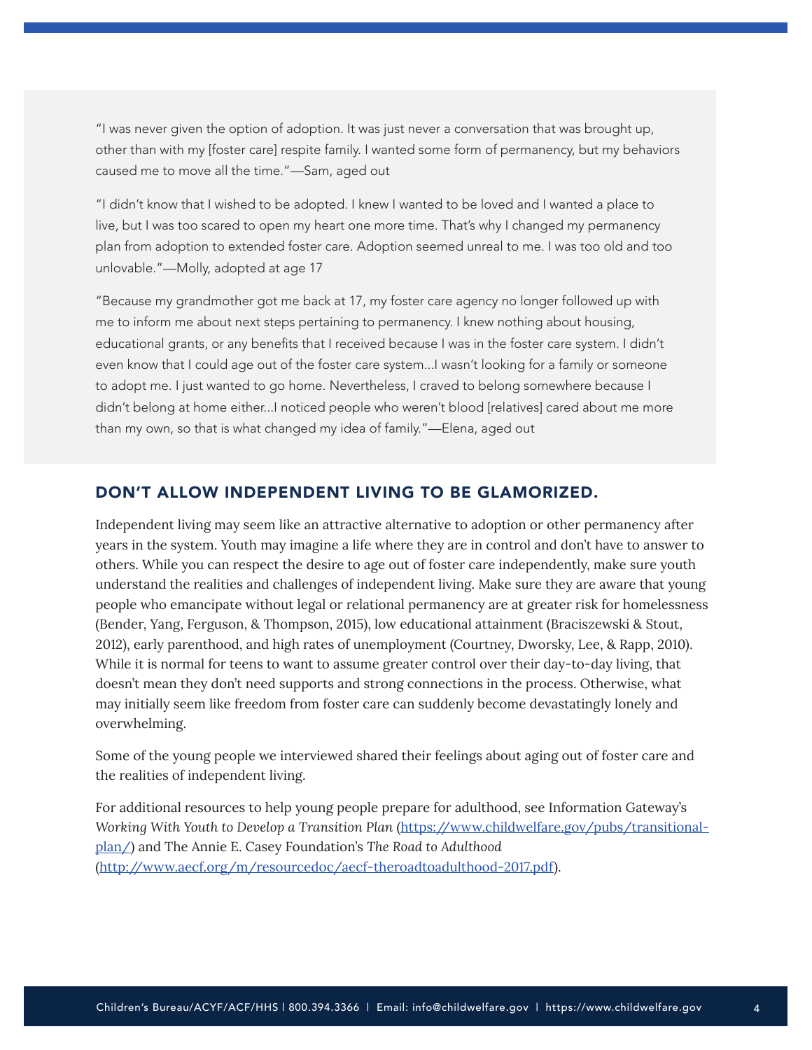"I was never given the option of adoption. It was just never a conversation that was brought up, other than with my [foster care] respite family. I wanted some form of permanency, but my behaviors caused me to move all the time."—Sam, aged out

"I didn't know that I wished to be adopted. I knew I wanted to be loved and I wanted a place to live, but I was too scared to open my heart one more time. That's why I changed my permanency plan from adoption to extended foster care. Adoption seemed unreal to me. I was too old and too unlovable."—Molly, adopted at age 17

"Because my grandmother got me back at 17, my foster care agency no longer followed up with me to inform me about next steps pertaining to permanency. I knew nothing about housing, educational grants, or any benefits that I received because I was in the foster care system. I didn't even know that I could age out of the foster care system…I wasn't looking for a family or someone to adopt me. I just wanted to go home. Nevertheless, I craved to belong somewhere because I didn't belong at home either…I noticed people who weren't blood [relatives] cared about me more than my own, so that is what changed my idea of family."—Elena, aged out

## DON'T ALLOW INDEPENDENT LIVING TO BE GLAMORIZED.

Independent living may seem like an attractive alternative to adoption or other permanency after years in the system. Youth may imagine a life where they are in control and don't have to answer to others. While you can respect the desire to age out of foster care independently, make sure youth understand the realities and challenges of independent living. Make sure they are aware that young people who emancipate without legal or relational permanency are at greater risk for homelessness (Bender, Yang, Ferguson, & Thompson, 2015), low educational attainment (Braciszewski & Stout, 2012), early parenthood, and high rates of unemployment (Courtney, Dworsky, Lee, & Rapp, 2010). While it is normal for teens to want to assume greater control over their day-to-day living, that doesn't mean they don't need supports and strong connections in the process. Otherwise, what may initially seem like freedom from foster care can suddenly become devastatingly lonely and overwhelming.

Some of the young people we interviewed shared their feelings about aging out of foster care and the realities of independent living.

For additional resources to help young people prepare for adulthood, see Information Gateway's *Working With Youth to Develop a Transition Plan* (https://www.childwelfare.gov/pubs/transitional-plan/) and The Annie E. Casey Foundation's *The Road to Adulthood* (http://www.aecf.org/m/resourcedoc/aecf-theroadtoadulthood-2017.pdf).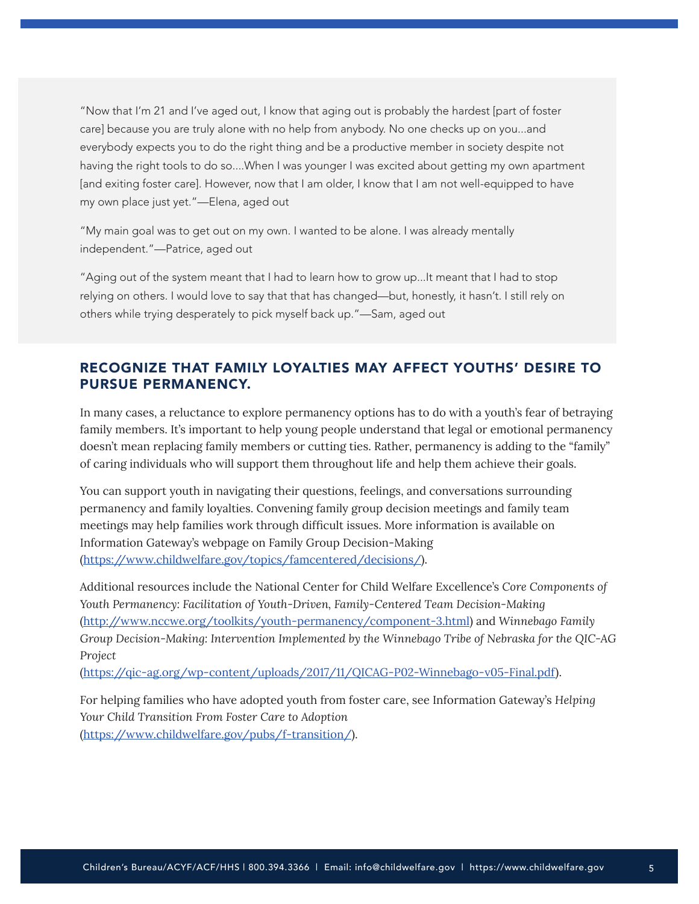"Now that I'm 21 and I've aged out, I know that aging out is probably the hardest [part of foster care] because you are truly alone with no help from anybody. No one checks up on you…and everybody expects you to do the right thing and be a productive member in society despite not having the right tools to do so….When I was younger I was excited about getting my own apartment [and exiting foster care]. However, now that I am older, I know that I am not well-equipped to have my own place just yet."—Elena, aged out

"My main goal was to get out on my own. I wanted to be alone. I was already mentally independent."—Patrice, aged out

"Aging out of the system meant that I had to learn how to grow up…It meant that I had to stop relying on others. I would love to say that that has changed—but, honestly, it hasn't. I still rely on others while trying desperately to pick myself back up."—Sam, aged out

## RECOGNIZE THAT FAMILY LOYALTIES MAY AFFECT YOUTHS' DESIRE TO PURSUE PERMANENCY.

In many cases, a reluctance to explore permanency options has to do with a youth's fear of betraying family members. It's important to help young people understand that legal or emotional permanency doesn't mean replacing family members or cutting ties. Rather, permanency is adding to the "family" of caring individuals who will support them throughout life and help them achieve their goals.

You can support youth in navigating their questions, feelings, and conversations surrounding permanency and family loyalties. Convening family group decision meetings and family team meetings may help families work through difficult issues. More information is available on Information Gateway's webpage on Family Group Decision-Making (https://www.childwelfare.gov/topics/famcentered/decisions/).

Additional resources include the National Center for Child Welfare Excellence's *Core Components of Youth Permanency: Facilitation of Youth-Driven, Family-Centered Team Decision-Making* (http://www.nccwe.org/toolkits/youth-permanency/component-3.html) and *Winnebago Family Group Decision-Making: Intervention Implemented by the Winnebago Tribe of Nebraska for the QIC-AG Project* (https://qic-ag.org/wp-content/uploads/2017/11/QICAG-P02-Winnebago-v05-Final.pdf).

For helping families who have adopted youth from foster care, see Information Gateway's *Helping Your Child Transition From Foster Care to Adoption* (https://www.childwelfare.gov/pubs/f-transition/).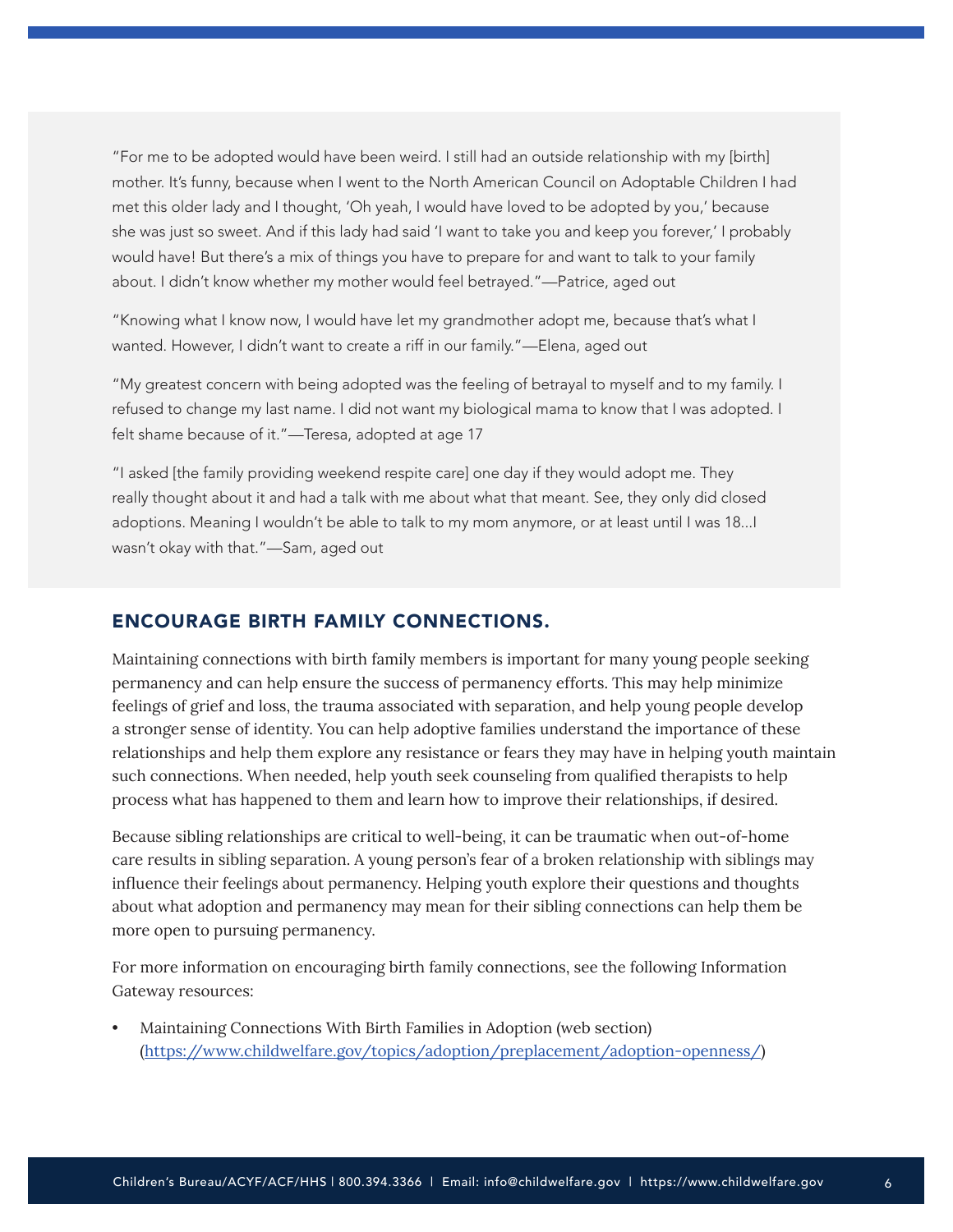"For me to be adopted would have been weird. I still had an outside relationship with my [birth] mother. It's funny, because when I went to the North American Council on Adoptable Children I had met this older lady and I thought, 'Oh yeah, I would have loved to be adopted by you,' because she was just so sweet. And if this lady had said 'I want to take you and keep you forever,' I probably would have! But there's a mix of things you have to prepare for and want to talk to your family about. I didn't know whether my mother would feel betrayed."—Patrice, aged out

"Knowing what I know now, I would have let my grandmother adopt me, because that's what I wanted. However, I didn't want to create a riff in our family."—Elena, aged out

"My greatest concern with being adopted was the feeling of betrayal to myself and to my family. I refused to change my last name. I did not want my biological mama to know that I was adopted. I felt shame because of it."—Teresa, adopted at age 17

"I asked [the family providing weekend respite care] one day if they would adopt me. They really thought about it and had a talk with me about what that meant. See, they only did closed adoptions. Meaning I wouldn't be able to talk to my mom anymore, or at least until I was 18...I wasn't okay with that."—Sam, aged out

## ENCOURAGE BIRTH FAMILY CONNECTIONS.

Maintaining connections with birth family members is important for many young people seeking permanency and can help ensure the success of permanency efforts. This may help minimize feelings of grief and loss, the trauma associated with separation, and help young people develop a stronger sense of identity. You can help adoptive families understand the importance of these relationships and help them explore any resistance or fears they may have in helping youth maintain such connections. When needed, help youth seek counseling from qualified therapists to help process what has happened to them and learn how to improve their relationships, if desired.

Because sibling relationships are critical to well-being, it can be traumatic when out-of-home care results in sibling separation. A young person's fear of a broken relationship with siblings may influence their feelings about permanency. Helping youth explore their questions and thoughts about what adoption and permanency may mean for their sibling connections can help them be more open to pursuing permanency.

For more information on encouraging birth family connections, see the following Information Gateway resources:

- Maintaining Connections With Birth Families in Adoption (web section) (https://www.childwelfare.gov/topics/adoption/preplacement/adoption-openness/)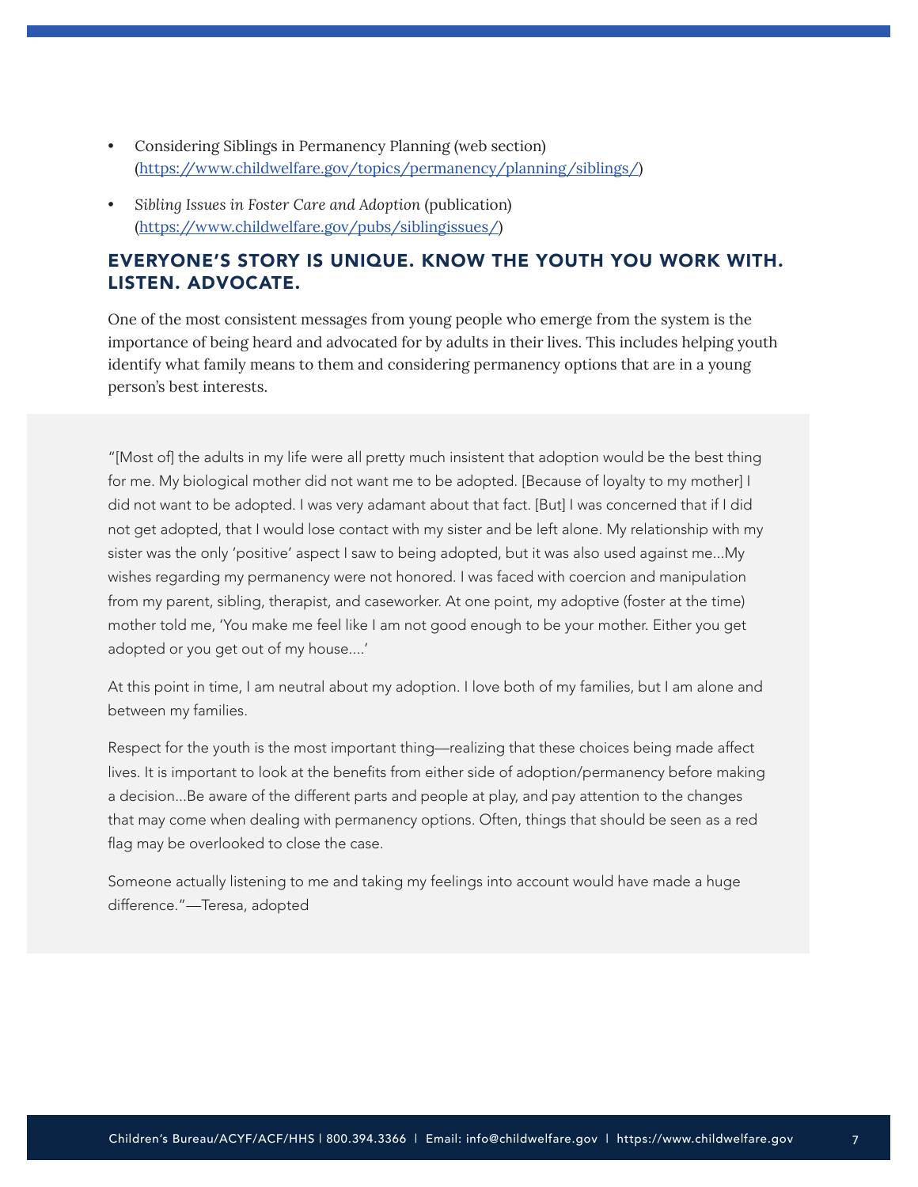- Considering Siblings in Permanency Planning (web section) (https://www.childwelfare.gov/topics/permanency/planning/siblings/)
- *Sibling Issues in Foster Care and Adoption* (publication) (https://www.childwelfare.gov/pubs/siblingissues/)

## EVERYONE'S STORY IS UNIQUE. KNOW THE YOUTH YOU WORK WITH. LISTEN. ADVOCATE.

One of the most consistent messages from young people who emerge from the system is the importance of being heard and advocated for by adults in their lives. This includes helping youth identify what family means to them and considering permanency options that are in a young person's best interests.

"[Most of] the adults in my life were all pretty much insistent that adoption would be the best thing for me. My biological mother did not want me to be adopted. [Because of loyalty to my mother] I did not want to be adopted. I was very adamant about that fact. [But] I was concerned that if I did not get adopted, that I would lose contact with my sister and be left alone. My relationship with my sister was the only 'positive' aspect I saw to being adopted, but it was also used against me...My wishes regarding my permanency were not honored. I was faced with coercion and manipulation from my parent, sibling, therapist, and caseworker. At one point, my adoptive (foster at the time) mother told me, 'You make me feel like I am not good enough to be your mother. Either you get adopted or you get out of my house....'

At this point in time, I am neutral about my adoption. I love both of my families, but I am alone and between my families.

Respect for the youth is the most important thing—realizing that these choices being made affect lives. It is important to look at the benefits from either side of adoption/permanency before making a decision...Be aware of the different parts and people at play, and pay attention to the changes that may come when dealing with permanency options. Often, things that should be seen as a red flag may be overlooked to close the case.

Someone actually listening to me and taking my feelings into account would have made a huge difference."—Teresa, adopted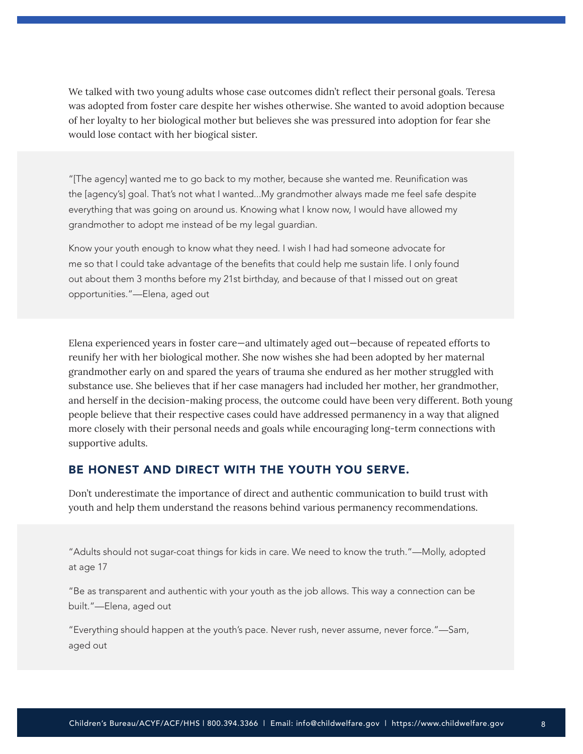We talked with two young adults whose case outcomes didn't reflect their personal goals. Teresa was adopted from foster care despite her wishes otherwise. She wanted to avoid adoption because of her loyalty to her biological mother but believes she was pressured into adoption for fear she would lose contact with her biogical sister.

> "[The agency] wanted me to go back to my mother, because she wanted me. Reunification was the [agency's] goal. That's not what I wanted...My grandmother always made me feel safe despite everything that was going on around us. Knowing what I know now, I would have allowed my grandmother to adopt me instead of be my legal guardian.
>
> Know your youth enough to know what they need. I wish I had had someone advocate for me so that I could take advantage of the benefits that could help me sustain life. I only found out about them 3 months before my 21st birthday, and because of that I missed out on great opportunities."—Elena, aged out

Elena experienced years in foster care—and ultimately aged out—because of repeated efforts to reunify her with her biological mother. She now wishes she had been adopted by her maternal grandmother early on and spared the years of trauma she endured as her mother struggled with substance use. She believes that if her case managers had included her mother, her grandmother, and herself in the decision-making process, the outcome could have been very different. Both young people believe that their respective cases could have addressed permanency in a way that aligned more closely with their personal needs and goals while encouraging long-term connections with supportive adults.

## BE HONEST AND DIRECT WITH THE YOUTH YOU SERVE.

Don't underestimate the importance of direct and authentic communication to build trust with youth and help them understand the reasons behind various permanency recommendations.

> "Adults should not sugar-coat things for kids in care. We need to know the truth."—Molly, adopted at age 17
>
> "Be as transparent and authentic with your youth as the job allows. This way a connection can be built."—Elena, aged out
>
> "Everything should happen at the youth's pace. Never rush, never assume, never force."—Sam, aged out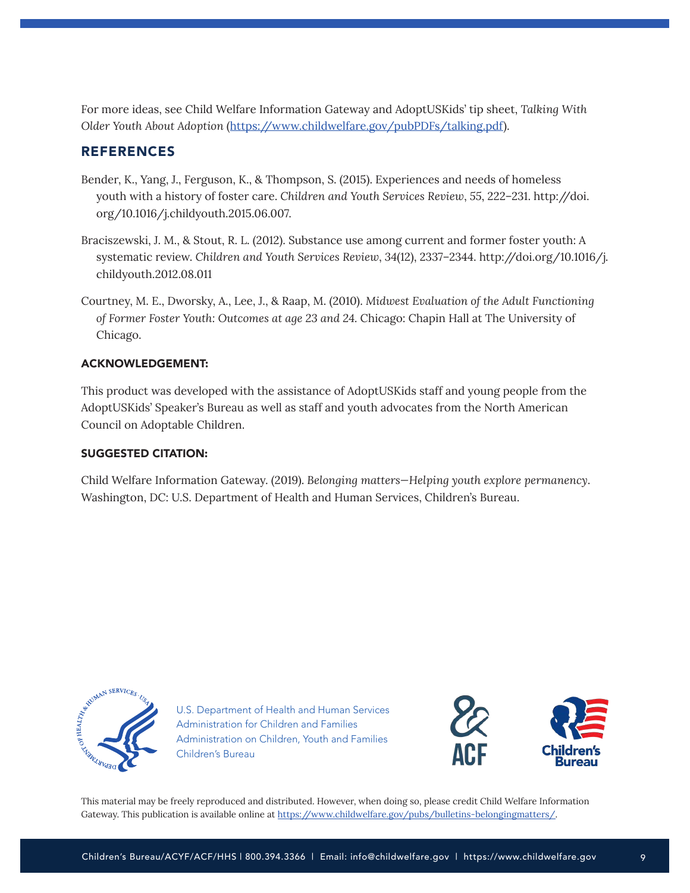For more ideas, see Child Welfare Information Gateway and AdoptUSKids' tip sheet, *Talking With Older Youth About Adoption* (https://www.childwelfare.gov/pubPDFs/talking.pdf).

## REFERENCES

Bender, K., Yang, J., Ferguson, K., & Thompson, S. (2015). Experiences and needs of homeless youth with a history of foster care. *Children and Youth Services Review*, 55, 222–231. http://doi.org/10.1016/j.childyouth.2015.06.007.

Braciszewski, J. M., & Stout, R. L. (2012). Substance use among current and former foster youth: A systematic review. *Children and Youth Services Review*, 34(12), 2337–2344. http://doi.org/10.1016/j.childyouth.2012.08.011

Courtney, M. E., Dworsky, A., Lee, J., & Raap, M. (2010). *Midwest Evaluation of the Adult Functioning of Former Foster Youth: Outcomes at age 23 and 24*. Chicago: Chapin Hall at The University of Chicago.

### ACKNOWLEDGEMENT:

This product was developed with the assistance of AdoptUSKids staff and young people from the AdoptUSKids' Speaker's Bureau as well as staff and youth advocates from the North American Council on Adoptable Children.

### SUGGESTED CITATION:

Child Welfare Information Gateway. (2019). *Belonging matters—Helping youth explore permanency*. Washington, DC: U.S. Department of Health and Human Services, Children's Bureau.

U.S. Department of Health and Human Services
Administration for Children and Families
Administration on Children, Youth and Families
Children's Bureau

This material may be freely reproduced and distributed. However, when doing so, please credit Child Welfare Information Gateway. This publication is available online at https://www.childwelfare.gov/pubs/bulletins-belongingmatters/.